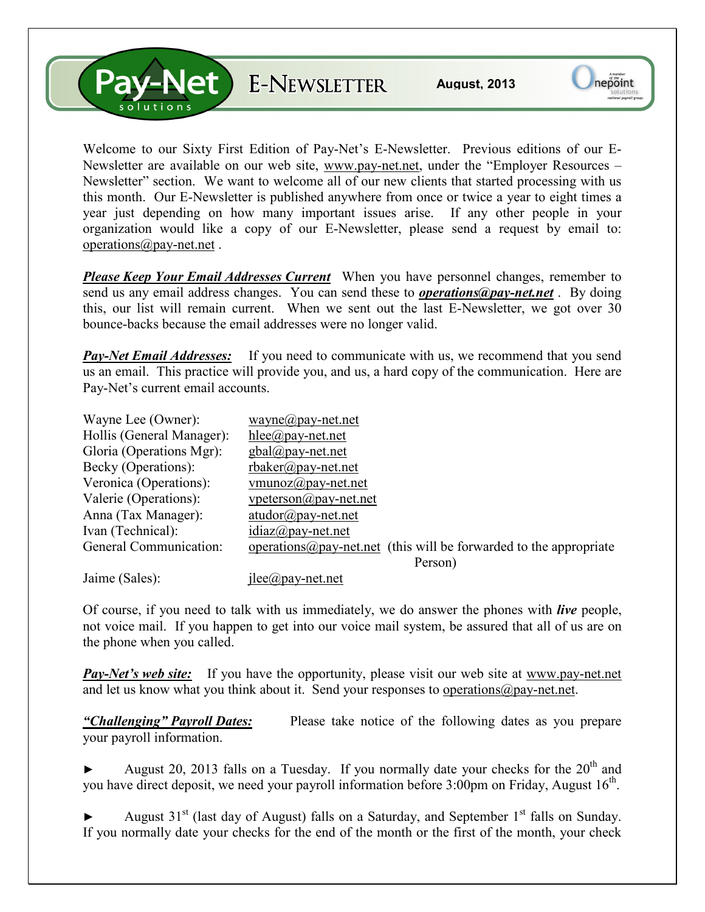# Pay-Net solutions E-NEWSLETTER

**August, 2013**

Onepoint solutions — A member of the national payroll group.

Welcome to our Sixty First Edition of Pay-Net's E-Newsletter. Previous editions of our E-Newsletter are available on our web site, www.pay-net.net, under the "Employer Resources – Newsletter" section. We want to welcome all of our new clients that started processing with us this month. Our E-Newsletter is published anywhere from once or twice a year to eight times a year just depending on how many important issues arise. If any other people in your organization would like a copy of our E-Newsletter, please send a request by email to: operations@pay-net.net .

***Please Keep Your Email Addresses Current*** When you have personnel changes, remember to send us any email address changes. You can send these to ***operations@pay-net.net*** . By doing this, our list will remain current. When we sent out the last E-Newsletter, we got over 30 bounce-backs because the email addresses were no longer valid.

***Pay-Net Email Addresses:*** If you need to communicate with us, we recommend that you send us an email. This practice will provide you, and us, a hard copy of the communication. Here are Pay-Net's current email accounts.

| | |
|---|---|
| Wayne Lee (Owner): | wayne@pay-net.net |
| Hollis (General Manager): | hlee@pay-net.net |
| Gloria (Operations Mgr): | gbal@pay-net.net |
| Becky (Operations): | rbaker@pay-net.net |
| Veronica (Operations): | vmunoz@pay-net.net |
| Valerie (Operations): | vpeterson@pay-net.net |
| Anna (Tax Manager): | atudor@pay-net.net |
| Ivan (Technical): | idiaz@pay-net.net |
| General Communication: | operations@pay-net.net (this will be forwarded to the appropriate Person) |
| Jaime (Sales): | jlee@pay-net.net |

Of course, if you need to talk with us immediately, we do answer the phones with ***live*** people, not voice mail. If you happen to get into our voice mail system, be assured that all of us are on the phone when you called.

***Pay-Net's web site:*** If you have the opportunity, please visit our web site at www.pay-net.net and let us know what you think about it. Send your responses to operations@pay-net.net.

***"Challenging" Payroll Dates:*** Please take notice of the following dates as you prepare your payroll information.

► August 20, 2013 falls on a Tuesday. If you normally date your checks for the 20th and you have direct deposit, we need your payroll information before 3:00pm on Friday, August 16th.

► August 31st (last day of August) falls on a Saturday, and September 1st falls on Sunday. If you normally date your checks for the end of the month or the first of the month, your check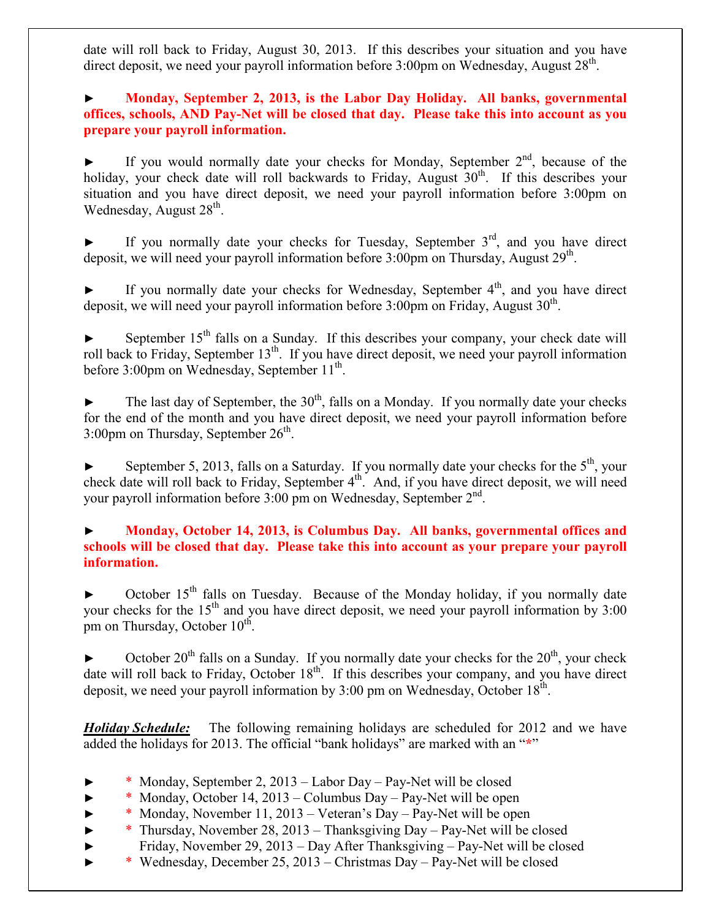date will roll back to Friday, August 30, 2013. If this describes your situation and you have direct deposit, we need your payroll information before 3:00pm on Wednesday, August 28th.

► **Monday, September 2, 2013, is the Labor Day Holiday. All banks, governmental offices, schools, AND Pay-Net will be closed that day. Please take this into account as you prepare your payroll information.**

► If you would normally date your checks for Monday, September 2nd, because of the holiday, your check date will roll backwards to Friday, August 30th. If this describes your situation and you have direct deposit, we need your payroll information before 3:00pm on Wednesday, August 28th.

► If you normally date your checks for Tuesday, September 3rd, and you have direct deposit, we will need your payroll information before 3:00pm on Thursday, August 29th.

► If you normally date your checks for Wednesday, September 4th, and you have direct deposit, we will need your payroll information before 3:00pm on Friday, August 30th.

► September 15th falls on a Sunday. If this describes your company, your check date will roll back to Friday, September 13th. If you have direct deposit, we need your payroll information before 3:00pm on Wednesday, September 11th.

► The last day of September, the 30th, falls on a Monday. If you normally date your checks for the end of the month and you have direct deposit, we need your payroll information before 3:00pm on Thursday, September 26th.

► September 5, 2013, falls on a Saturday. If you normally date your checks for the 5th, your check date will roll back to Friday, September 4th. And, if you have direct deposit, we will need your payroll information before 3:00 pm on Wednesday, September 2nd.

► **Monday, October 14, 2013, is Columbus Day. All banks, governmental offices and schools will be closed that day. Please take this into account as your prepare your payroll information.**

► October 15th falls on Tuesday. Because of the Monday holiday, if you normally date your checks for the 15th and you have direct deposit, we need your payroll information by 3:00 pm on Thursday, October 10th.

► October 20th falls on a Sunday. If you normally date your checks for the 20th, your check date will roll back to Friday, October 18th. If this describes your company, and you have direct deposit, we need your payroll information by 3:00 pm on Wednesday, October 18th.

***Holiday Schedule:*** The following remaining holidays are scheduled for 2012 and we have added the holidays for 2013. The official "bank holidays" are marked with an "*"

- ► * Monday, September 2, 2013 – Labor Day – Pay-Net will be closed
- ► * Monday, October 14, 2013 – Columbus Day – Pay-Net will be open
- ► * Monday, November 11, 2013 – Veteran's Day – Pay-Net will be open
- ► * Thursday, November 28, 2013 – Thanksgiving Day – Pay-Net will be closed
- ► Friday, November 29, 2013 – Day After Thanksgiving – Pay-Net will be closed
- ► * Wednesday, December 25, 2013 – Christmas Day – Pay-Net will be closed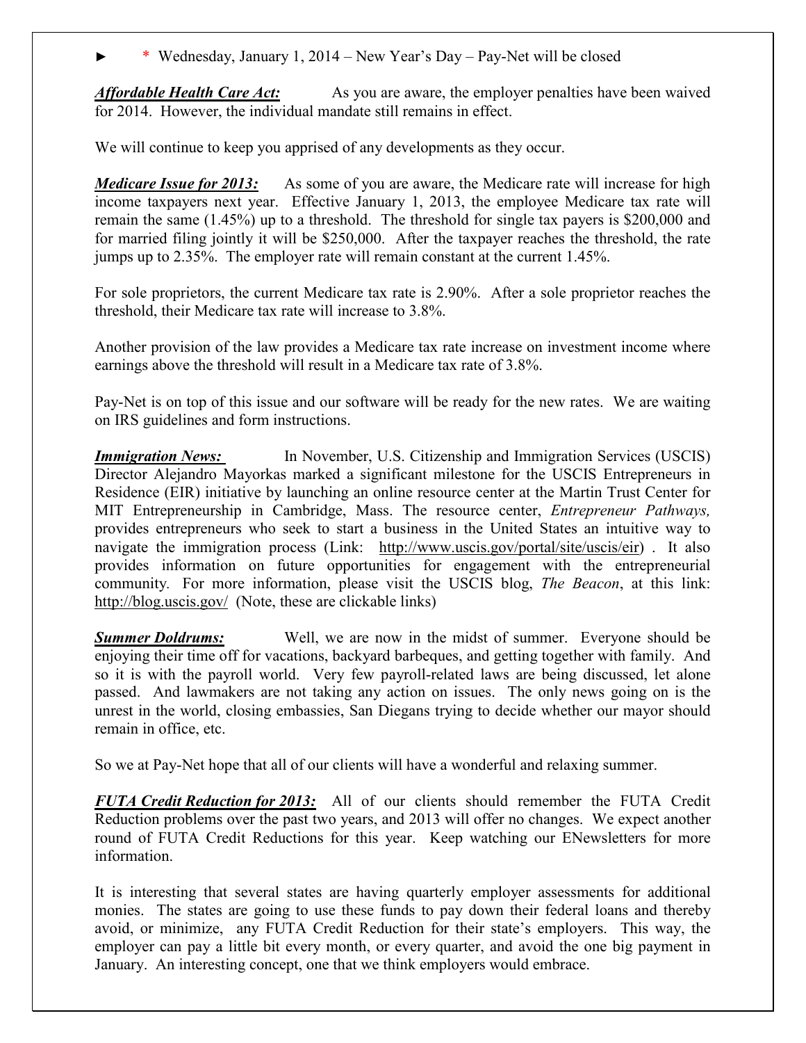► * Wednesday, January 1, 2014 – New Year's Day – Pay-Net will be closed

***Affordable Health Care Act:*** As you are aware, the employer penalties have been waived for 2014. However, the individual mandate still remains in effect.

We will continue to keep you apprised of any developments as they occur.

***Medicare Issue for 2013:*** As some of you are aware, the Medicare rate will increase for high income taxpayers next year. Effective January 1, 2013, the employee Medicare tax rate will remain the same (1.45%) up to a threshold. The threshold for single tax payers is $200,000 and for married filing jointly it will be $250,000. After the taxpayer reaches the threshold, the rate jumps up to 2.35%. The employer rate will remain constant at the current 1.45%.

For sole proprietors, the current Medicare tax rate is 2.90%. After a sole proprietor reaches the threshold, their Medicare tax rate will increase to 3.8%.

Another provision of the law provides a Medicare tax rate increase on investment income where earnings above the threshold will result in a Medicare tax rate of 3.8%.

Pay-Net is on top of this issue and our software will be ready for the new rates. We are waiting on IRS guidelines and form instructions.

***Immigration News:*** In November, U.S. Citizenship and Immigration Services (USCIS) Director Alejandro Mayorkas marked a significant milestone for the USCIS Entrepreneurs in Residence (EIR) initiative by launching an online resource center at the Martin Trust Center for MIT Entrepreneurship in Cambridge, Mass. The resource center, *Entrepreneur Pathways,* provides entrepreneurs who seek to start a business in the United States an intuitive way to navigate the immigration process (Link: http://www.uscis.gov/portal/site/uscis/eir) . It also provides information on future opportunities for engagement with the entrepreneurial community. For more information, please visit the USCIS blog, *The Beacon*, at this link: http://blog.uscis.gov/ (Note, these are clickable links)

***Summer Doldrums:*** Well, we are now in the midst of summer. Everyone should be enjoying their time off for vacations, backyard barbeques, and getting together with family. And so it is with the payroll world. Very few payroll-related laws are being discussed, let alone passed. And lawmakers are not taking any action on issues. The only news going on is the unrest in the world, closing embassies, San Diegans trying to decide whether our mayor should remain in office, etc.

So we at Pay-Net hope that all of our clients will have a wonderful and relaxing summer.

***FUTA Credit Reduction for 2013:*** All of our clients should remember the FUTA Credit Reduction problems over the past two years, and 2013 will offer no changes. We expect another round of FUTA Credit Reductions for this year. Keep watching our ENewsletters for more information.

It is interesting that several states are having quarterly employer assessments for additional monies. The states are going to use these funds to pay down their federal loans and thereby avoid, or minimize, any FUTA Credit Reduction for their state's employers. This way, the employer can pay a little bit every month, or every quarter, and avoid the one big payment in January. An interesting concept, one that we think employers would embrace.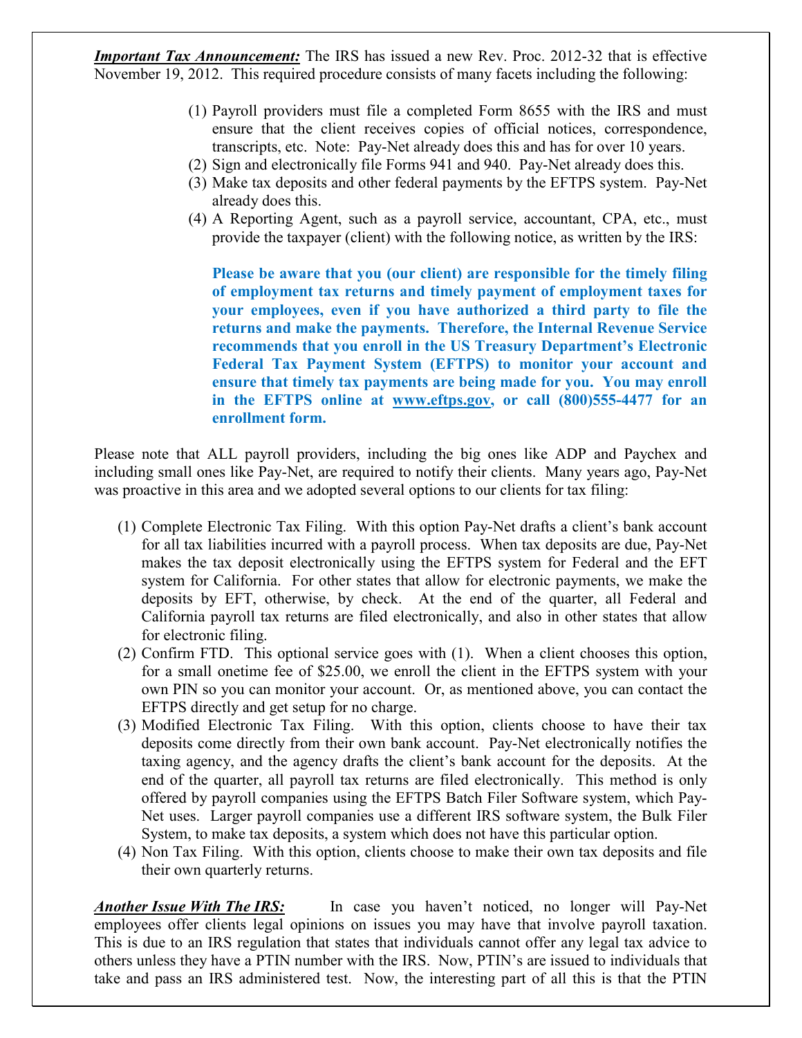***Important Tax Announcement:*** The IRS has issued a new Rev. Proc. 2012-32 that is effective November 19, 2012. This required procedure consists of many facets including the following:

1. Payroll providers must file a completed Form 8655 with the IRS and must ensure that the client receives copies of official notices, correspondence, transcripts, etc. Note: Pay-Net already does this and has for over 10 years.
2. Sign and electronically file Forms 941 and 940. Pay-Net already does this.
3. Make tax deposits and other federal payments by the EFTPS system. Pay-Net already does this.
4. A Reporting Agent, such as a payroll service, accountant, CPA, etc., must provide the taxpayer (client) with the following notice, as written by the IRS:

   **Please be aware that you (our client) are responsible for the timely filing of employment tax returns and timely payment of employment taxes for your employees, even if you have authorized a third party to file the returns and make the payments. Therefore, the Internal Revenue Service recommends that you enroll in the US Treasury Department's Electronic Federal Tax Payment System (EFTPS) to monitor your account and ensure that timely tax payments are being made for you. You may enroll in the EFTPS online at www.eftps.gov, or call (800)555-4477 for an enrollment form.**

Please note that ALL payroll providers, including the big ones like ADP and Paychex and including small ones like Pay-Net, are required to notify their clients. Many years ago, Pay-Net was proactive in this area and we adopted several options to our clients for tax filing:

1. Complete Electronic Tax Filing. With this option Pay-Net drafts a client's bank account for all tax liabilities incurred with a payroll process. When tax deposits are due, Pay-Net makes the tax deposit electronically using the EFTPS system for Federal and the EFT system for California. For other states that allow for electronic payments, we make the deposits by EFT, otherwise, by check. At the end of the quarter, all Federal and California payroll tax returns are filed electronically, and also in other states that allow for electronic filing.
2. Confirm FTD. This optional service goes with (1). When a client chooses this option, for a small onetime fee of $25.00, we enroll the client in the EFTPS system with your own PIN so you can monitor your account. Or, as mentioned above, you can contact the EFTPS directly and get setup for no charge.
3. Modified Electronic Tax Filing. With this option, clients choose to have their tax deposits come directly from their own bank account. Pay-Net electronically notifies the taxing agency, and the agency drafts the client's bank account for the deposits. At the end of the quarter, all payroll tax returns are filed electronically. This method is only offered by payroll companies using the EFTPS Batch Filer Software system, which Pay-Net uses. Larger payroll companies use a different IRS software system, the Bulk Filer System, to make tax deposits, a system which does not have this particular option.
4. Non Tax Filing. With this option, clients choose to make their own tax deposits and file their own quarterly returns.

***Another Issue With The IRS:*** In case you haven't noticed, no longer will Pay-Net employees offer clients legal opinions on issues you may have that involve payroll taxation. This is due to an IRS regulation that states that individuals cannot offer any legal tax advice to others unless they have a PTIN number with the IRS. Now, PTIN's are issued to individuals that take and pass an IRS administered test. Now, the interesting part of all this is that the PTIN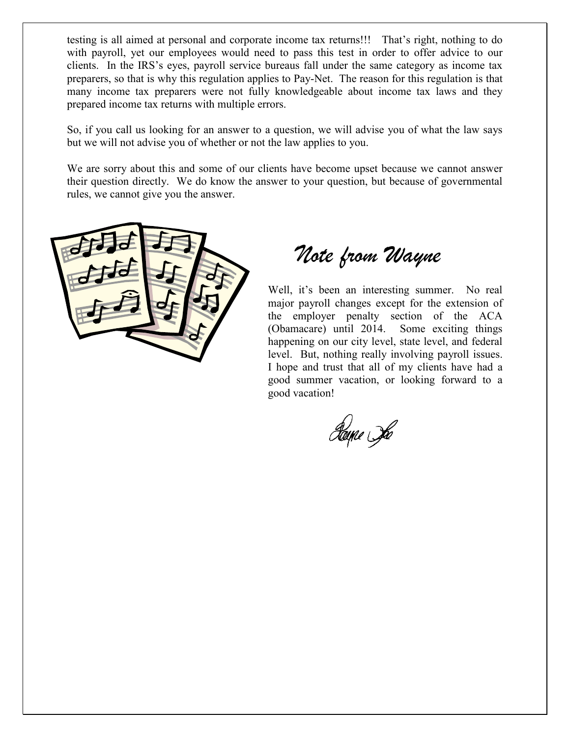testing is all aimed at personal and corporate income tax returns!!! That's right, nothing to do with payroll, yet our employees would need to pass this test in order to offer advice to our clients. In the IRS's eyes, payroll service bureaus fall under the same category as income tax preparers, so that is why this regulation applies to Pay-Net. The reason for this regulation is that many income tax preparers were not fully knowledgeable about income tax laws and they prepared income tax returns with multiple errors.

So, if you call us looking for an answer to a question, we will advise you of what the law says but we will not advise you of whether or not the law applies to you.

We are sorry about this and some of our clients have become upset because we cannot answer their question directly. We do know the answer to your question, but because of governmental rules, we cannot give you the answer.

## *Note from Wayne*

Well, it's been an interesting summer. No real major payroll changes except for the extension of the employer penalty section of the ACA (Obamacare) until 2014. Some exciting things happening on our city level, state level, and federal level. But, nothing really involving payroll issues. I hope and trust that all of my clients have had a good summer vacation, or looking forward to a good vacation!

Wayne Joe